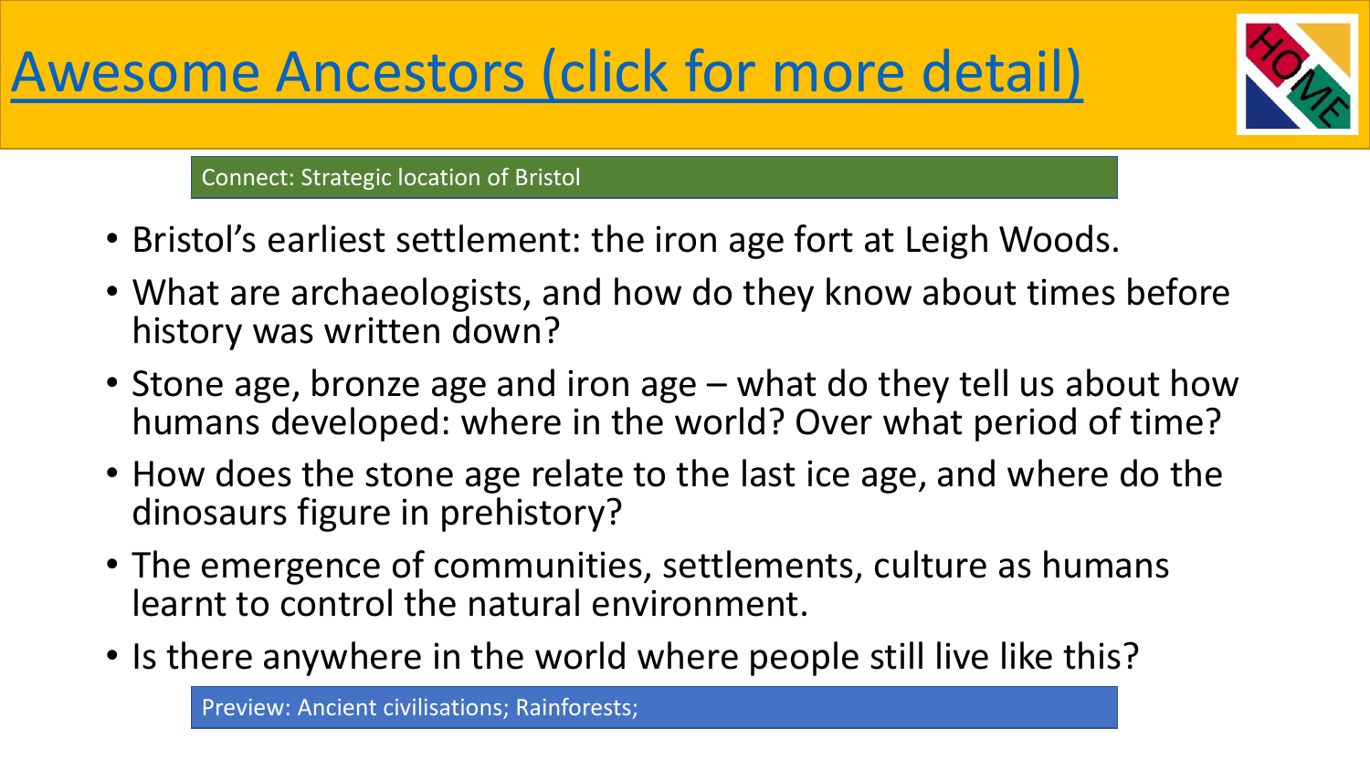# Awesome Ancestors (click for more detail)

Connect: Strategic location of Bristol

- Bristol's earliest settlement: the iron age fort at Leigh Woods.
- What are archaeologists, and how do they know about times before history was written down?
- Stone age, bronze age and iron age – what do they tell us about how humans developed: where in the world? Over what period of time?
- How does the stone age relate to the last ice age, and where do the dinosaurs figure in prehistory?
- The emergence of communities, settlements, culture as humans learnt to control the natural environment.
- Is there anywhere in the world where people still live like this?

Preview: Ancient civilisations; Rainforests;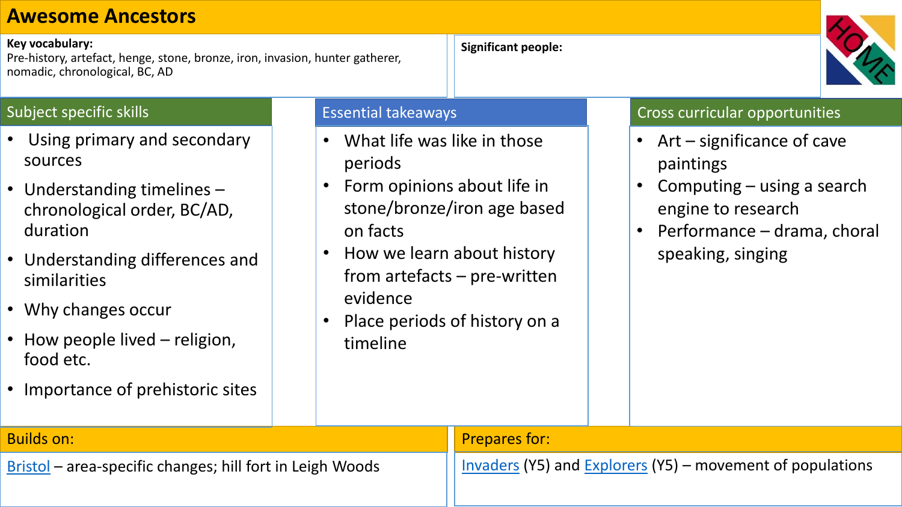# Awesome Ancestors

**Key vocabulary:**
Pre-history, artefact, henge, stone, bronze, iron, invasion, hunter gatherer, nomadic, chronological, BC, AD

**Significant people:**

## Subject specific skills

- Using primary and secondary sources
- Understanding timelines – chronological order, BC/AD, duration
- Understanding differences and similarities
- Why changes occur
- How people lived – religion, food etc.
- Importance of prehistoric sites

## Essential takeaways

- What life was like in those periods
- Form opinions about life in stone/bronze/iron age based on facts
- How we learn about history from artefacts – pre-written evidence
- Place periods of history on a timeline

## Cross curricular opportunities

- Art – significance of cave paintings
- Computing – using a search engine to research
- Performance – drama, choral speaking, singing

## Builds on:

Bristol – area-specific changes; hill fort in Leigh Woods

## Prepares for:

Invaders (Y5) and Explorers (Y5) – movement of populations